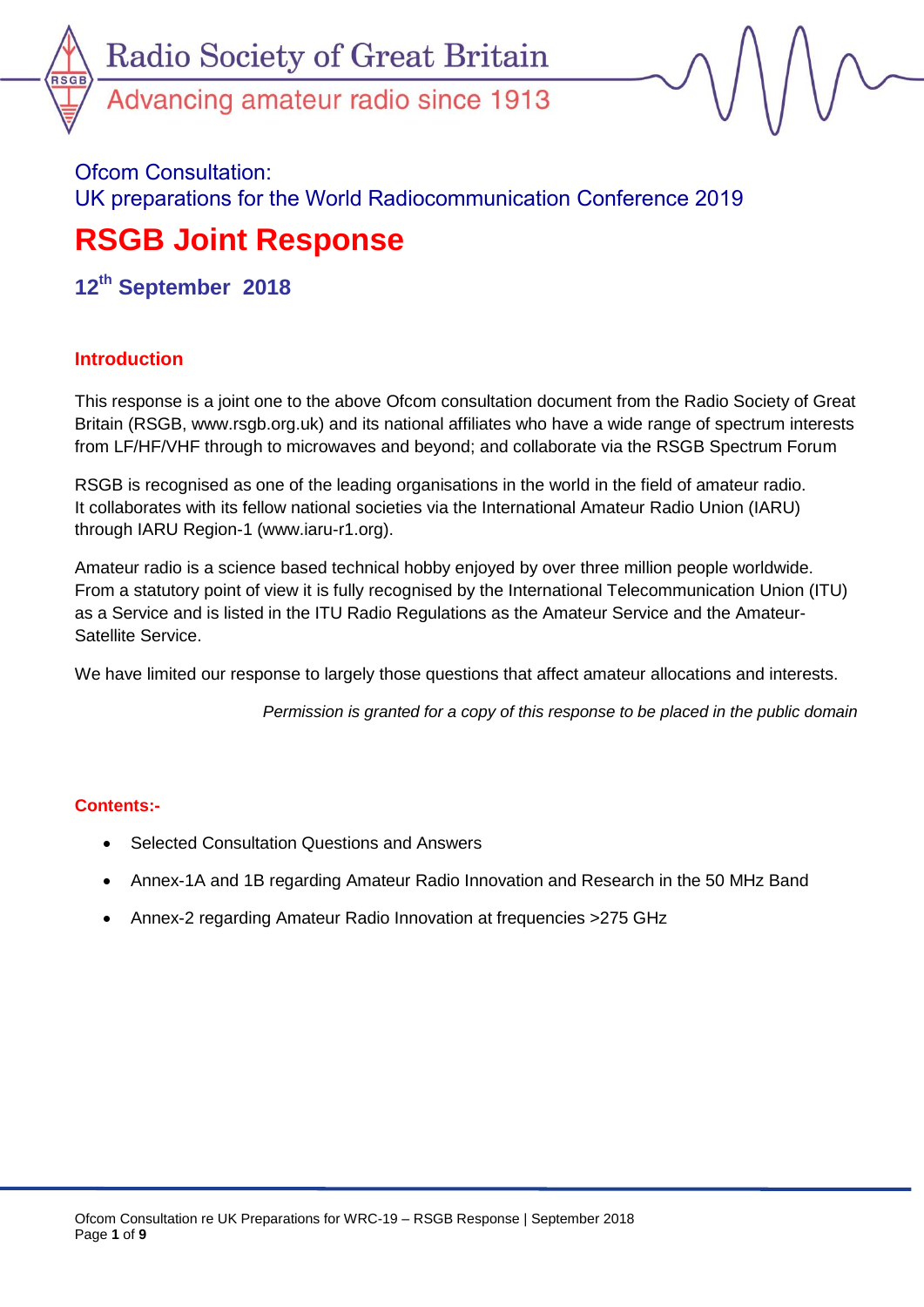Radio Society of Great Britain

Advancing amateur radio since 1913

## Ofcom Consultation:
## UK preparations for the World Radiocommunication Conference 2019

# RSGB Joint Response

### 12th September 2018

### Introduction

This response is a joint one to the above Ofcom consultation document from the Radio Society of Great Britain (RSGB, www.rsgb.org.uk) and its national affiliates who have a wide range of spectrum interests from LF/HF/VHF through to microwaves and beyond; and collaborate via the RSGB Spectrum Forum

RSGB is recognised as one of the leading organisations in the world in the field of amateur radio. It collaborates with its fellow national societies via the International Amateur Radio Union (IARU) through IARU Region-1 (www.iaru-r1.org).

Amateur radio is a science based technical hobby enjoyed by over three million people worldwide. From a statutory point of view it is fully recognised by the International Telecommunication Union (ITU) as a Service and is listed in the ITU Radio Regulations as the Amateur Service and the Amateur-Satellite Service.

We have limited our response to largely those questions that affect amateur allocations and interests.

*Permission is granted for a copy of this response to be placed in the public domain*

### Contents:-

- Selected Consultation Questions and Answers
- Annex-1A and 1B regarding Amateur Radio Innovation and Research in the 50 MHz Band
- Annex-2 regarding Amateur Radio Innovation at frequencies >275 GHz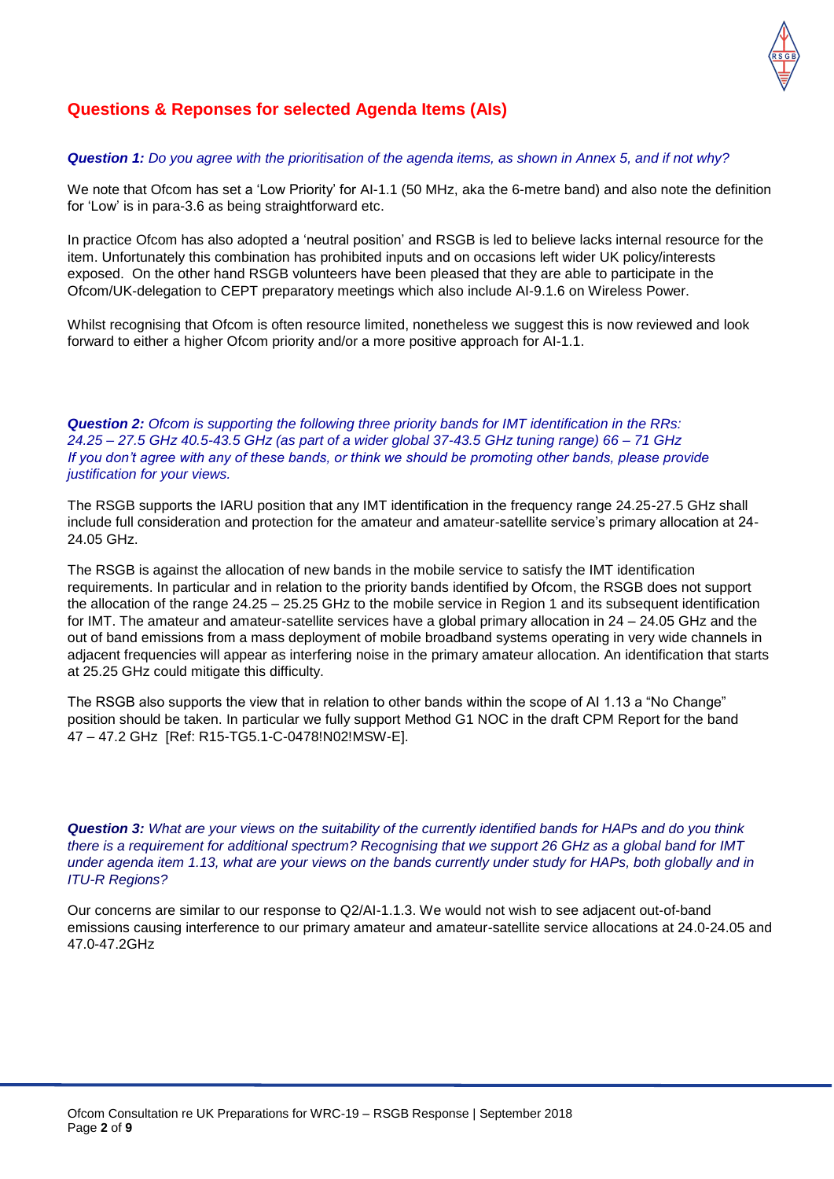## Questions & Reponses for selected Agenda Items (AIs)

***Question 1:*** *Do you agree with the prioritisation of the agenda items, as shown in Annex 5, and if not why?*

We note that Ofcom has set a 'Low Priority' for AI-1.1 (50 MHz, aka the 6-metre band) and also note the definition for 'Low' is in para-3.6 as being straightforward etc.

In practice Ofcom has also adopted a 'neutral position' and RSGB is led to believe lacks internal resource for the item. Unfortunately this combination has prohibited inputs and on occasions left wider UK policy/interests exposed. On the other hand RSGB volunteers have been pleased that they are able to participate in the Ofcom/UK-delegation to CEPT preparatory meetings which also include AI-9.1.6 on Wireless Power.

Whilst recognising that Ofcom is often resource limited, nonetheless we suggest this is now reviewed and look forward to either a higher Ofcom priority and/or a more positive approach for AI-1.1.

***Question 2:*** *Ofcom is supporting the following three priority bands for IMT identification in the RRs: 24.25 – 27.5 GHz 40.5-43.5 GHz (as part of a wider global 37-43.5 GHz tuning range) 66 – 71 GHz If you don't agree with any of these bands, or think we should be promoting other bands, please provide justification for your views.*

The RSGB supports the IARU position that any IMT identification in the frequency range 24.25-27.5 GHz shall include full consideration and protection for the amateur and amateur-satellite service's primary allocation at 24-24.05 GHz.

The RSGB is against the allocation of new bands in the mobile service to satisfy the IMT identification requirements. In particular and in relation to the priority bands identified by Ofcom, the RSGB does not support the allocation of the range 24.25 – 25.25 GHz to the mobile service in Region 1 and its subsequent identification for IMT. The amateur and amateur-satellite services have a global primary allocation in 24 – 24.05 GHz and the out of band emissions from a mass deployment of mobile broadband systems operating in very wide channels in adjacent frequencies will appear as interfering noise in the primary amateur allocation. An identification that starts at 25.25 GHz could mitigate this difficulty.

The RSGB also supports the view that in relation to other bands within the scope of AI 1.13 a "No Change" position should be taken. In particular we fully support Method G1 NOC in the draft CPM Report for the band 47 – 47.2 GHz [Ref: R15-TG5.1-C-0478!N02!MSW-E].

***Question 3:*** *What are your views on the suitability of the currently identified bands for HAPs and do you think there is a requirement for additional spectrum? Recognising that we support 26 GHz as a global band for IMT under agenda item 1.13, what are your views on the bands currently under study for HAPs, both globally and in ITU-R Regions?*

Our concerns are similar to our response to Q2/AI-1.1.3. We would not wish to see adjacent out-of-band emissions causing interference to our primary amateur and amateur-satellite service allocations at 24.0-24.05 and 47.0-47.2GHz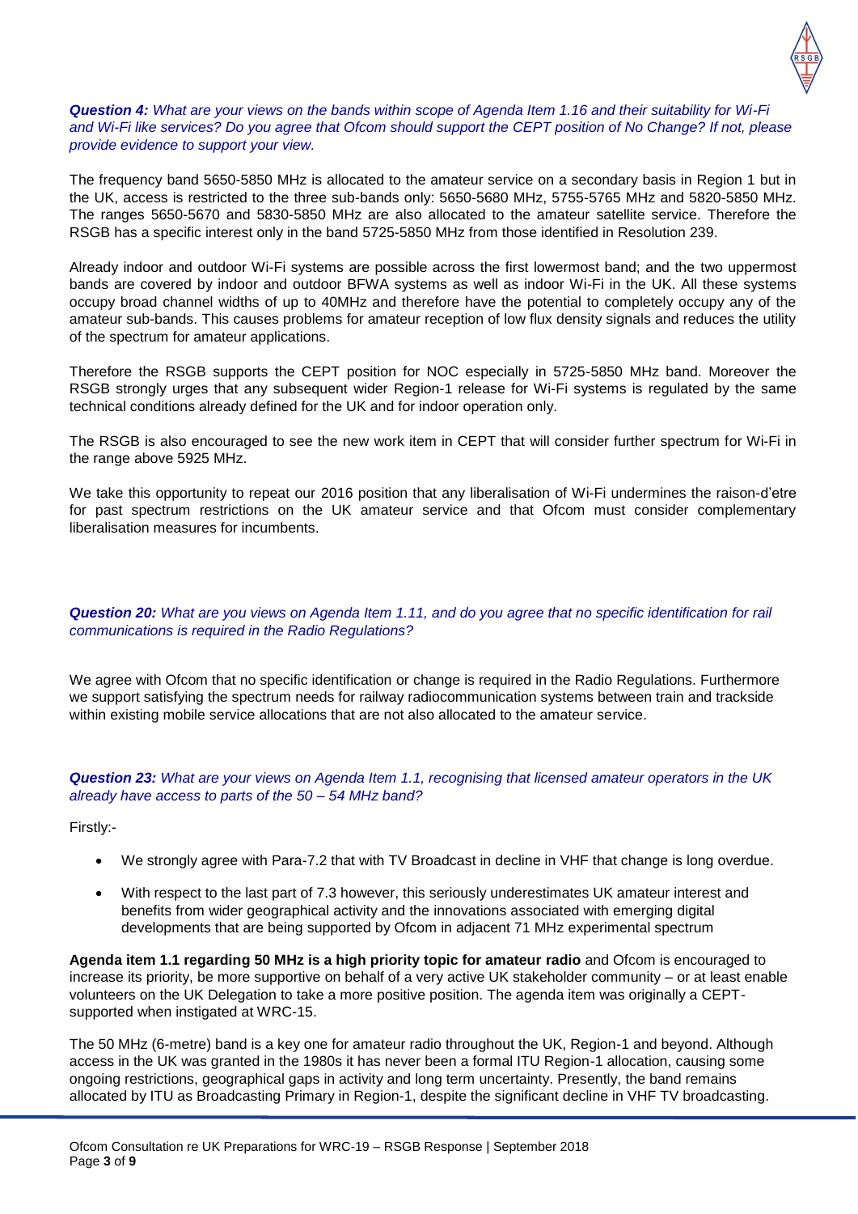***Question 4:*** *What are your views on the bands within scope of Agenda Item 1.16 and their suitability for Wi-Fi and Wi-Fi like services? Do you agree that Ofcom should support the CEPT position of No Change? If not, please provide evidence to support your view.*

The frequency band 5650-5850 MHz is allocated to the amateur service on a secondary basis in Region 1 but in the UK, access is restricted to the three sub-bands only: 5650-5680 MHz, 5755-5765 MHz and 5820-5850 MHz. The ranges 5650-5670 and 5830-5850 MHz are also allocated to the amateur satellite service. Therefore the RSGB has a specific interest only in the band 5725-5850 MHz from those identified in Resolution 239.

Already indoor and outdoor Wi-Fi systems are possible across the first lowermost band; and the two uppermost bands are covered by indoor and outdoor BFWA systems as well as indoor Wi-Fi in the UK. All these systems occupy broad channel widths of up to 40MHz and therefore have the potential to completely occupy any of the amateur sub-bands. This causes problems for amateur reception of low flux density signals and reduces the utility of the spectrum for amateur applications.

Therefore the RSGB supports the CEPT position for NOC especially in 5725-5850 MHz band. Moreover the RSGB strongly urges that any subsequent wider Region-1 release for Wi-Fi systems is regulated by the same technical conditions already defined for the UK and for indoor operation only.

The RSGB is also encouraged to see the new work item in CEPT that will consider further spectrum for Wi-Fi in the range above 5925 MHz.

We take this opportunity to repeat our 2016 position that any liberalisation of Wi-Fi undermines the raison-d'etre for past spectrum restrictions on the UK amateur service and that Ofcom must consider complementary liberalisation measures for incumbents.

***Question 20:*** *What are you views on Agenda Item 1.11, and do you agree that no specific identification for rail communications is required in the Radio Regulations?*

We agree with Ofcom that no specific identification or change is required in the Radio Regulations. Furthermore we support satisfying the spectrum needs for railway radiocommunication systems between train and trackside within existing mobile service allocations that are not also allocated to the amateur service.

***Question 23:*** *What are your views on Agenda Item 1.1, recognising that licensed amateur operators in the UK already have access to parts of the 50 – 54 MHz band?*

Firstly:-

- We strongly agree with Para-7.2 that with TV Broadcast in decline in VHF that change is long overdue.
- With respect to the last part of 7.3 however, this seriously underestimates UK amateur interest and benefits from wider geographical activity and the innovations associated with emerging digital developments that are being supported by Ofcom in adjacent 71 MHz experimental spectrum

**Agenda item 1.1 regarding 50 MHz is a high priority topic for amateur radio** and Ofcom is encouraged to increase its priority, be more supportive on behalf of a very active UK stakeholder community – or at least enable volunteers on the UK Delegation to take a more positive position. The agenda item was originally a CEPT-supported when instigated at WRC-15.

The 50 MHz (6-metre) band is a key one for amateur radio throughout the UK, Region-1 and beyond. Although access in the UK was granted in the 1980s it has never been a formal ITU Region-1 allocation, causing some ongoing restrictions, geographical gaps in activity and long term uncertainty. Presently, the band remains allocated by ITU as Broadcasting Primary in Region-1, despite the significant decline in VHF TV broadcasting.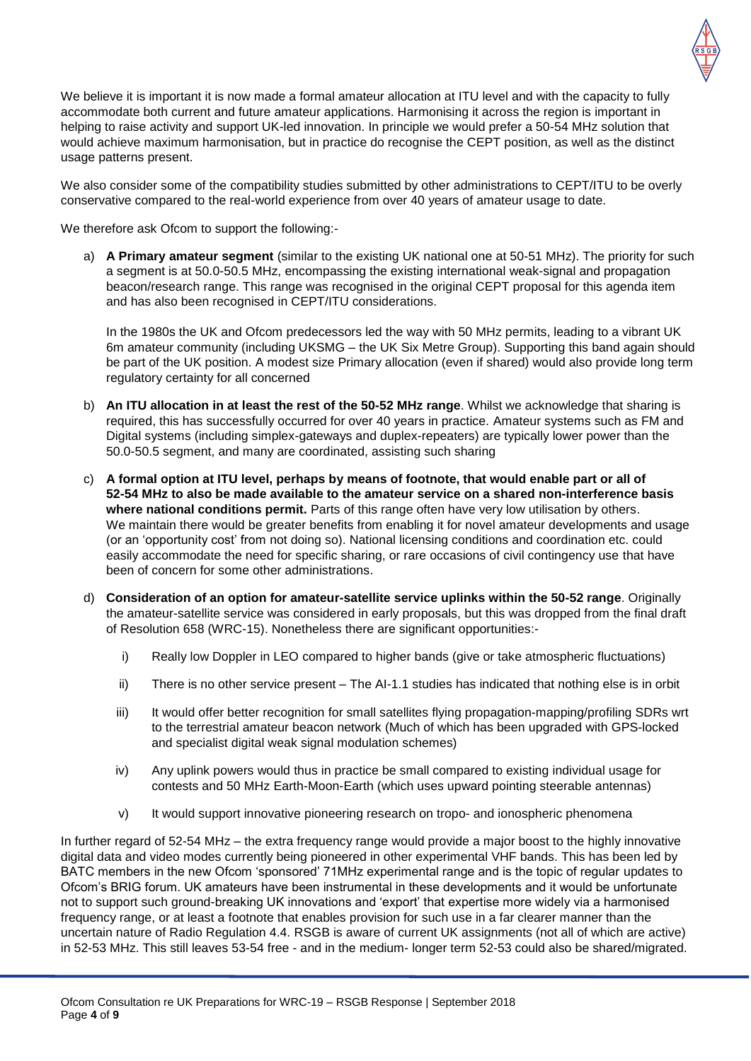We believe it is important it is now made a formal amateur allocation at ITU level and with the capacity to fully accommodate both current and future amateur applications. Harmonising it across the region is important in helping to raise activity and support UK-led innovation. In principle we would prefer a 50-54 MHz solution that would achieve maximum harmonisation, but in practice do recognise the CEPT position, as well as the distinct usage patterns present.

We also consider some of the compatibility studies submitted by other administrations to CEPT/ITU to be overly conservative compared to the real-world experience from over 40 years of amateur usage to date.

We therefore ask Ofcom to support the following:-

a) **A Primary amateur segment** (similar to the existing UK national one at 50-51 MHz). The priority for such a segment is at 50.0-50.5 MHz, encompassing the existing international weak-signal and propagation beacon/research range. This range was recognised in the original CEPT proposal for this agenda item and has also been recognised in CEPT/ITU considerations.

   In the 1980s the UK and Ofcom predecessors led the way with 50 MHz permits, leading to a vibrant UK 6m amateur community (including UKSMG – the UK Six Metre Group). Supporting this band again should be part of the UK position. A modest size Primary allocation (even if shared) would also provide long term regulatory certainty for all concerned

b) **An ITU allocation in at least the rest of the 50-52 MHz range**. Whilst we acknowledge that sharing is required, this has successfully occurred for over 40 years in practice. Amateur systems such as FM and Digital systems (including simplex-gateways and duplex-repeaters) are typically lower power than the 50.0-50.5 segment, and many are coordinated, assisting such sharing

c) **A formal option at ITU level, perhaps by means of footnote, that would enable part or all of 52-54 MHz to also be made available to the amateur service on a shared non-interference basis where national conditions permit.** Parts of this range often have very low utilisation by others. We maintain there would be greater benefits from enabling it for novel amateur developments and usage (or an 'opportunity cost' from not doing so). National licensing conditions and coordination etc. could easily accommodate the need for specific sharing, or rare occasions of civil contingency use that have been of concern for some other administrations.

d) **Consideration of an option for amateur-satellite service uplinks within the 50-52 range**. Originally the amateur-satellite service was considered in early proposals, but this was dropped from the final draft of Resolution 658 (WRC-15). Nonetheless there are significant opportunities:-

   i) Really low Doppler in LEO compared to higher bands (give or take atmospheric fluctuations)

   ii) There is no other service present – The AI-1.1 studies has indicated that nothing else is in orbit

   iii) It would offer better recognition for small satellites flying propagation-mapping/profiling SDRs wrt to the terrestrial amateur beacon network (Much of which has been upgraded with GPS-locked and specialist digital weak signal modulation schemes)

   iv) Any uplink powers would thus in practice be small compared to existing individual usage for contests and 50 MHz Earth-Moon-Earth (which uses upward pointing steerable antennas)

   v) It would support innovative pioneering research on tropo- and ionospheric phenomena

In further regard of 52-54 MHz – the extra frequency range would provide a major boost to the highly innovative digital data and video modes currently being pioneered in other experimental VHF bands. This has been led by BATC members in the new Ofcom 'sponsored' 71MHz experimental range and is the topic of regular updates to Ofcom's BRIG forum. UK amateurs have been instrumental in these developments and it would be unfortunate not to support such ground-breaking UK innovations and 'export' that expertise more widely via a harmonised frequency range, or at least a footnote that enables provision for such use in a far clearer manner than the uncertain nature of Radio Regulation 4.4. RSGB is aware of current UK assignments (not all of which are active) in 52-53 MHz. This still leaves 53-54 free - and in the medium- longer term 52-53 could also be shared/migrated.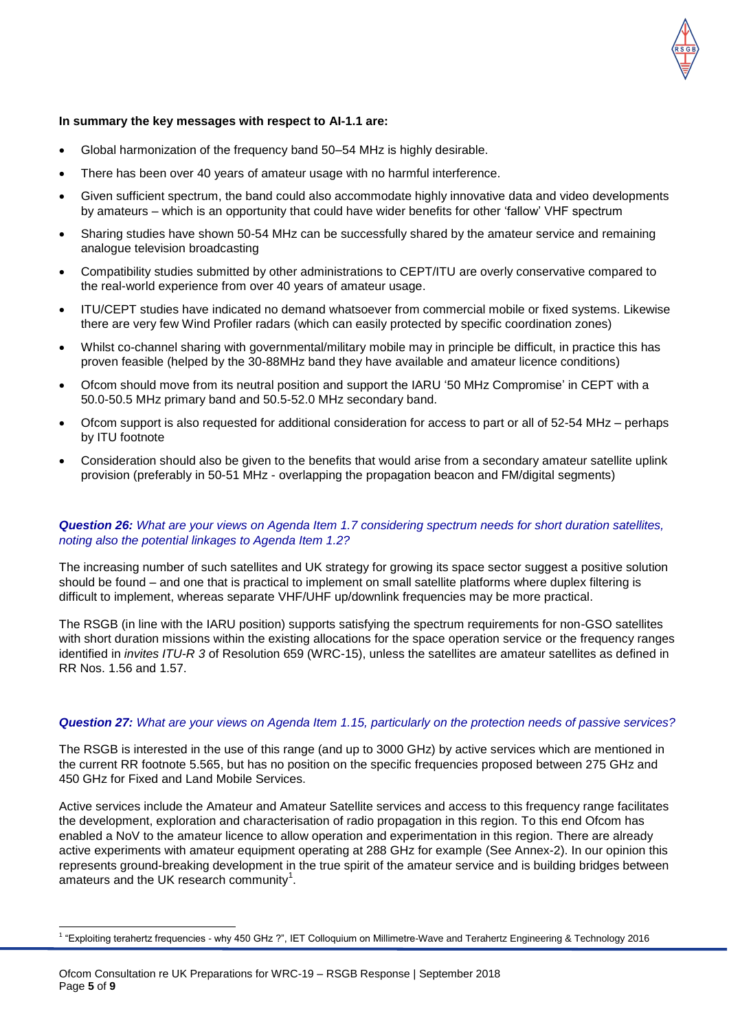**In summary the key messages with respect to AI-1.1 are:**

- Global harmonization of the frequency band 50–54 MHz is highly desirable.
- There has been over 40 years of amateur usage with no harmful interference.
- Given sufficient spectrum, the band could also accommodate highly innovative data and video developments by amateurs – which is an opportunity that could have wider benefits for other 'fallow' VHF spectrum
- Sharing studies have shown 50-54 MHz can be successfully shared by the amateur service and remaining analogue television broadcasting
- Compatibility studies submitted by other administrations to CEPT/ITU are overly conservative compared to the real-world experience from over 40 years of amateur usage.
- ITU/CEPT studies have indicated no demand whatsoever from commercial mobile or fixed systems. Likewise there are very few Wind Profiler radars (which can easily protected by specific coordination zones)
- Whilst co-channel sharing with governmental/military mobile may in principle be difficult, in practice this has proven feasible (helped by the 30-88MHz band they have available and amateur licence conditions)
- Ofcom should move from its neutral position and support the IARU '50 MHz Compromise' in CEPT with a 50.0-50.5 MHz primary band and 50.5-52.0 MHz secondary band.
- Ofcom support is also requested for additional consideration for access to part or all of 52-54 MHz – perhaps by ITU footnote
- Consideration should also be given to the benefits that would arise from a secondary amateur satellite uplink provision (preferably in 50-51 MHz - overlapping the propagation beacon and FM/digital segments)

***Question 26:*** *What are your views on Agenda Item 1.7 considering spectrum needs for short duration satellites, noting also the potential linkages to Agenda Item 1.2?*

The increasing number of such satellites and UK strategy for growing its space sector suggest a positive solution should be found – and one that is practical to implement on small satellite platforms where duplex filtering is difficult to implement, whereas separate VHF/UHF up/downlink frequencies may be more practical.

The RSGB (in line with the IARU position) supports satisfying the spectrum requirements for non-GSO satellites with short duration missions within the existing allocations for the space operation service or the frequency ranges identified in *invites ITU-R 3* of Resolution 659 (WRC-15), unless the satellites are amateur satellites as defined in RR Nos. 1.56 and 1.57.

***Question 27:*** *What are your views on Agenda Item 1.15, particularly on the protection needs of passive services?*

The RSGB is interested in the use of this range (and up to 3000 GHz) by active services which are mentioned in the current RR footnote 5.565, but has no position on the specific frequencies proposed between 275 GHz and 450 GHz for Fixed and Land Mobile Services.

Active services include the Amateur and Amateur Satellite services and access to this frequency range facilitates the development, exploration and characterisation of radio propagation in this region. To this end Ofcom has enabled a NoV to the amateur licence to allow operation and experimentation in this region. There are already active experiments with amateur equipment operating at 288 GHz for example (See Annex-2). In our opinion this represents ground-breaking development in the true spirit of the amateur service and is building bridges between amateurs and the UK research community[1].

[1] "Exploiting terahertz frequencies - why 450 GHz ?", IET Colloquium on Millimetre-Wave and Terahertz Engineering & Technology 2016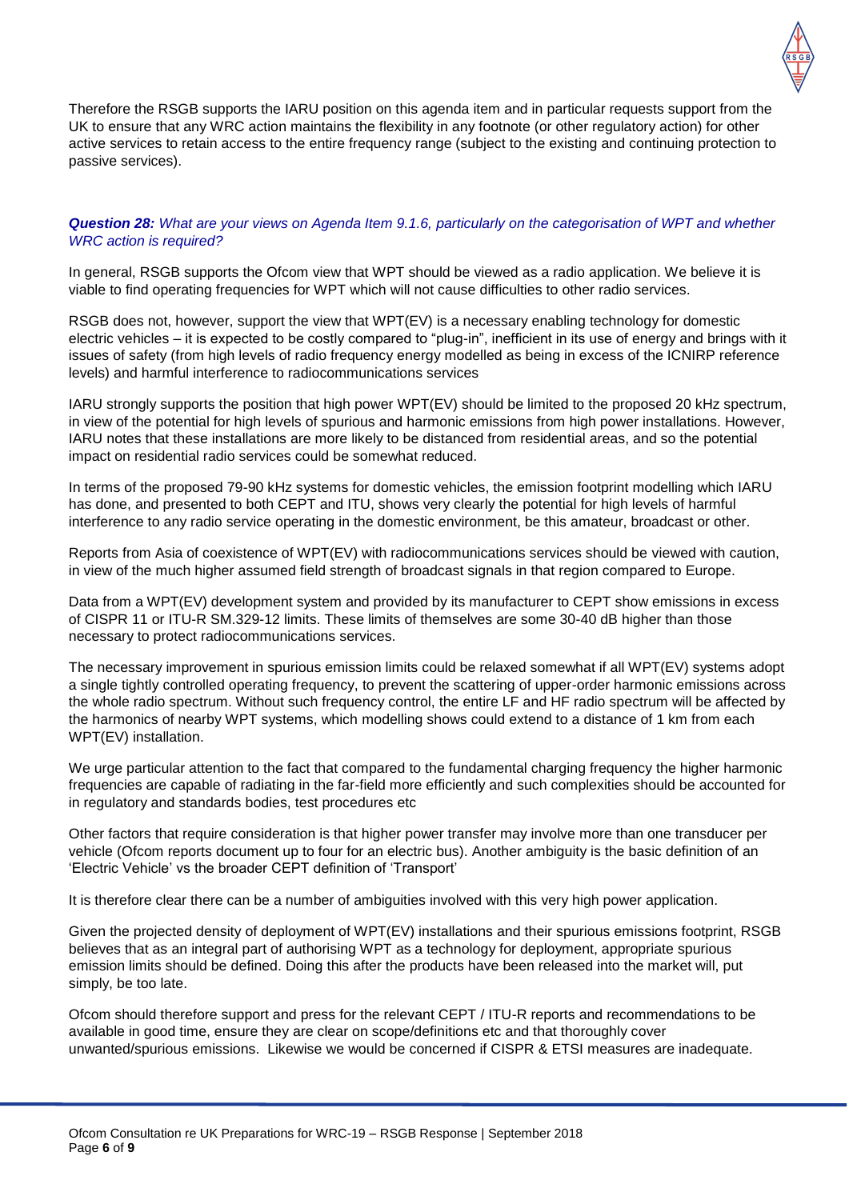Therefore the RSGB supports the IARU position on this agenda item and in particular requests support from the UK to ensure that any WRC action maintains the flexibility in any footnote (or other regulatory action) for other active services to retain access to the entire frequency range (subject to the existing and continuing protection to passive services).

***Question 28:*** *What are your views on Agenda Item 9.1.6, particularly on the categorisation of WPT and whether WRC action is required?*

In general, RSGB supports the Ofcom view that WPT should be viewed as a radio application. We believe it is viable to find operating frequencies for WPT which will not cause difficulties to other radio services.

RSGB does not, however, support the view that WPT(EV) is a necessary enabling technology for domestic electric vehicles – it is expected to be costly compared to “plug-in”, inefficient in its use of energy and brings with it issues of safety (from high levels of radio frequency energy modelled as being in excess of the ICNIRP reference levels) and harmful interference to radiocommunications services

IARU strongly supports the position that high power WPT(EV) should be limited to the proposed 20 kHz spectrum, in view of the potential for high levels of spurious and harmonic emissions from high power installations. However, IARU notes that these installations are more likely to be distanced from residential areas, and so the potential impact on residential radio services could be somewhat reduced.

In terms of the proposed 79-90 kHz systems for domestic vehicles, the emission footprint modelling which IARU has done, and presented to both CEPT and ITU, shows very clearly the potential for high levels of harmful interference to any radio service operating in the domestic environment, be this amateur, broadcast or other.

Reports from Asia of coexistence of WPT(EV) with radiocommunications services should be viewed with caution, in view of the much higher assumed field strength of broadcast signals in that region compared to Europe.

Data from a WPT(EV) development system and provided by its manufacturer to CEPT show emissions in excess of CISPR 11 or ITU-R SM.329-12 limits. These limits of themselves are some 30-40 dB higher than those necessary to protect radiocommunications services.

The necessary improvement in spurious emission limits could be relaxed somewhat if all WPT(EV) systems adopt a single tightly controlled operating frequency, to prevent the scattering of upper-order harmonic emissions across the whole radio spectrum. Without such frequency control, the entire LF and HF radio spectrum will be affected by the harmonics of nearby WPT systems, which modelling shows could extend to a distance of 1 km from each WPT(EV) installation.

We urge particular attention to the fact that compared to the fundamental charging frequency the higher harmonic frequencies are capable of radiating in the far-field more efficiently and such complexities should be accounted for in regulatory and standards bodies, test procedures etc

Other factors that require consideration is that higher power transfer may involve more than one transducer per vehicle (Ofcom reports document up to four for an electric bus). Another ambiguity is the basic definition of an ‘Electric Vehicle’ vs the broader CEPT definition of ‘Transport’

It is therefore clear there can be a number of ambiguities involved with this very high power application.

Given the projected density of deployment of WPT(EV) installations and their spurious emissions footprint, RSGB believes that as an integral part of authorising WPT as a technology for deployment, appropriate spurious emission limits should be defined. Doing this after the products have been released into the market will, put simply, be too late.

Ofcom should therefore support and press for the relevant CEPT / ITU-R reports and recommendations to be available in good time, ensure they are clear on scope/definitions etc and that thoroughly cover unwanted/spurious emissions. Likewise we would be concerned if CISPR & ETSI measures are inadequate.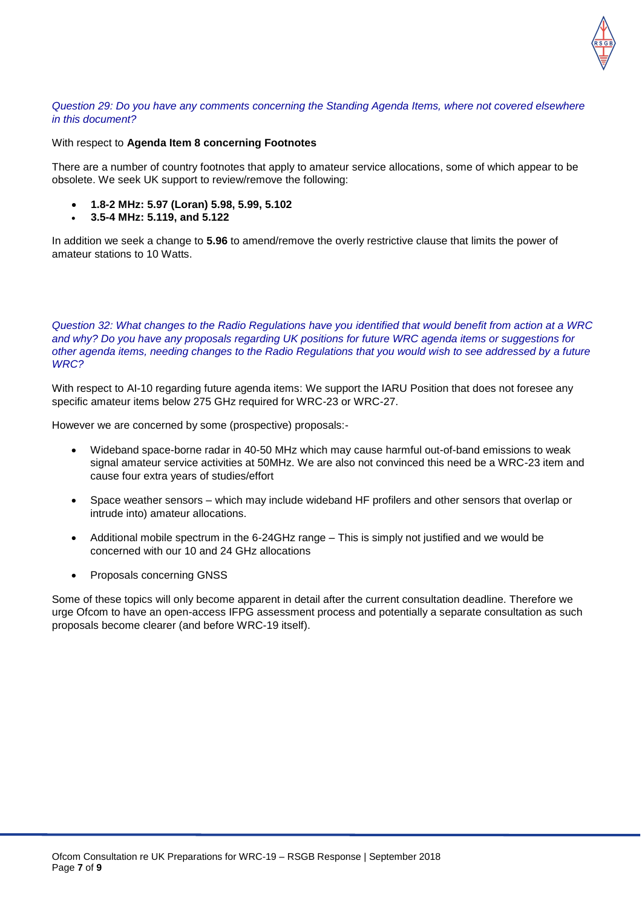*Question 29: Do you have any comments concerning the Standing Agenda Items, where not covered elsewhere in this document?*

With respect to **Agenda Item 8 concerning Footnotes**

There are a number of country footnotes that apply to amateur service allocations, some of which appear to be obsolete. We seek UK support to review/remove the following:

- **1.8-2 MHz: 5.97 (Loran) 5.98, 5.99, 5.102**
- **3.5-4 MHz: 5.119, and 5.122**

In addition we seek a change to **5.96** to amend/remove the overly restrictive clause that limits the power of amateur stations to 10 Watts.

*Question 32: What changes to the Radio Regulations have you identified that would benefit from action at a WRC and why? Do you have any proposals regarding UK positions for future WRC agenda items or suggestions for other agenda items, needing changes to the Radio Regulations that you would wish to see addressed by a future WRC?*

With respect to AI-10 regarding future agenda items: We support the IARU Position that does not foresee any specific amateur items below 275 GHz required for WRC-23 or WRC-27.

However we are concerned by some (prospective) proposals:-

- Wideband space-borne radar in 40-50 MHz which may cause harmful out-of-band emissions to weak signal amateur service activities at 50MHz. We are also not convinced this need be a WRC-23 item and cause four extra years of studies/effort
- Space weather sensors – which may include wideband HF profilers and other sensors that overlap or intrude into) amateur allocations.
- Additional mobile spectrum in the 6-24GHz range – This is simply not justified and we would be concerned with our 10 and 24 GHz allocations
- Proposals concerning GNSS

Some of these topics will only become apparent in detail after the current consultation deadline. Therefore we urge Ofcom to have an open-access IFPG assessment process and potentially a separate consultation as such proposals become clearer (and before WRC-19 itself).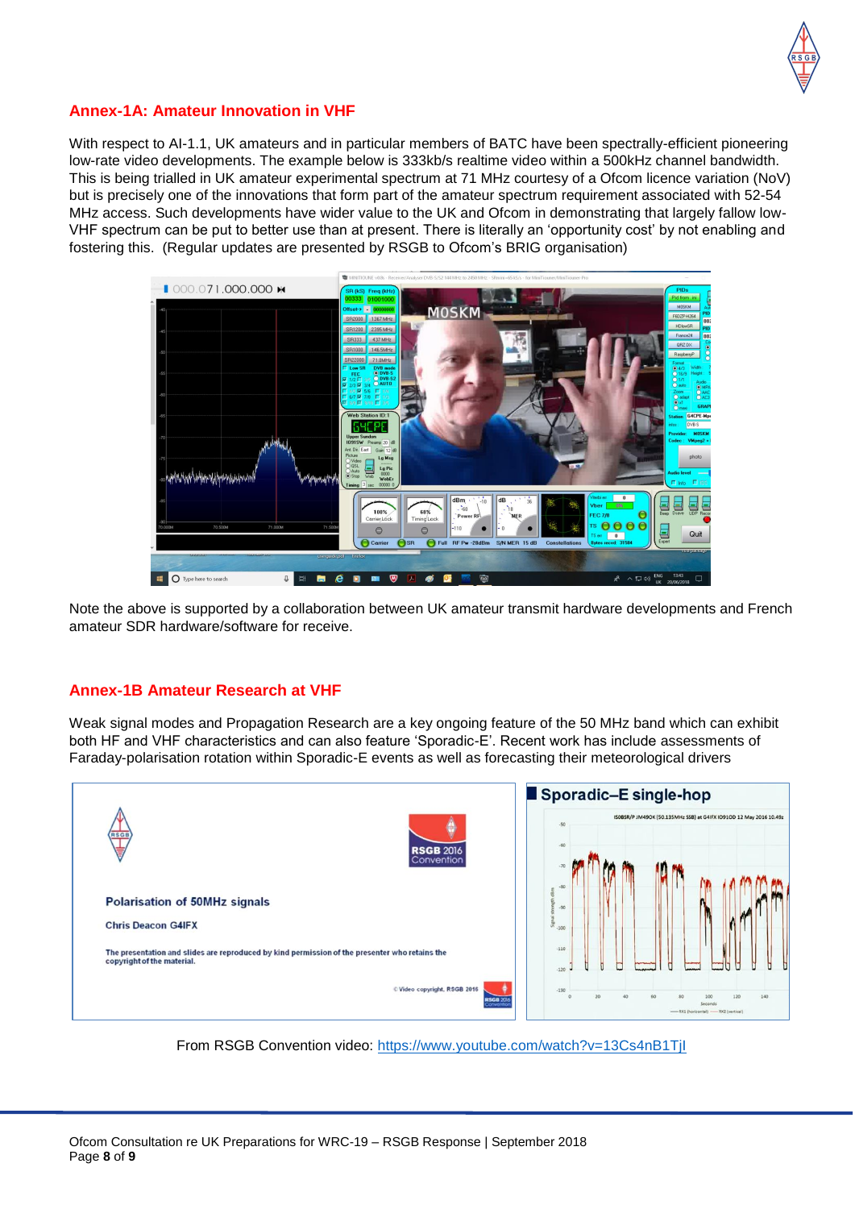## Annex-1A: Amateur Innovation in VHF

With respect to AI-1.1, UK amateurs and in particular members of BATC have been spectrally-efficient pioneering low-rate video developments. The example below is 333kb/s realtime video within a 500kHz channel bandwidth. This is being trialled in UK amateur experimental spectrum at 71 MHz courtesy of a Ofcom licence variation (NoV) but is precisely one of the innovations that form part of the amateur spectrum requirement associated with 52-54 MHz access. Such developments have wider value to the UK and Ofcom in demonstrating that largely fallow low-VHF spectrum can be put to better use than at present. There is literally an 'opportunity cost' by not enabling and fostering this. (Regular updates are presented by RSGB to Ofcom's BRIG organisation)

Note the above is supported by a collaboration between UK amateur transmit hardware developments and French amateur SDR hardware/software for receive.

## Annex-1B Amateur Research at VHF

Weak signal modes and Propagation Research are a key ongoing feature of the 50 MHz band which can exhibit both HF and VHF characteristics and can also feature 'Sporadic-E'. Recent work has include assessments of Faraday-polarisation rotation within Sporadic-E events as well as forecasting their meteorological drivers

From RSGB Convention video: https://www.youtube.com/watch?v=13Cs4nB1TjI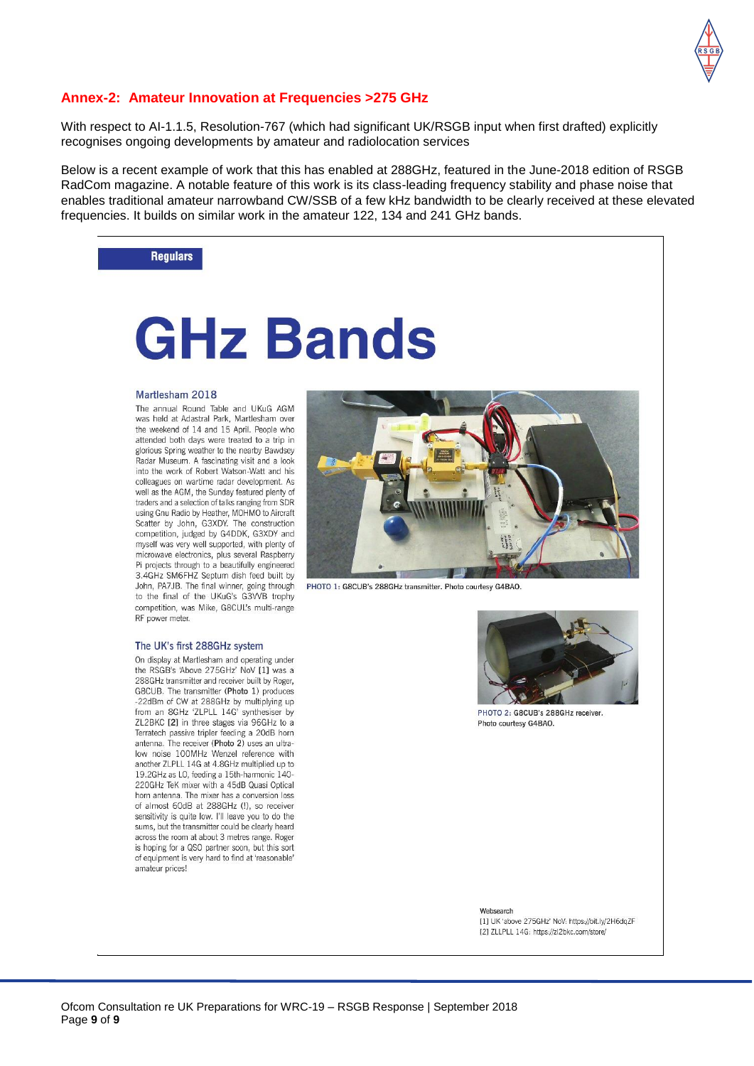## Annex-2: Amateur Innovation at Frequencies >275 GHz

With respect to AI-1.1.5, Resolution-767 (which had significant UK/RSGB input when first drafted) explicitly recognises ongoing developments by amateur and radiolocation services

Below is a recent example of work that this has enabled at 288GHz, featured in the June-2018 edition of RSGB RadCom magazine. A notable feature of this work is its class-leading frequency stability and phase noise that enables traditional amateur narrowband CW/SSB of a few kHz bandwidth to be clearly received at these elevated frequencies. It builds on similar work in the amateur 122, 134 and 241 GHz bands.

**Regulars**

# GHz Bands

### Martlesham 2018

The annual Round Table and UKuG AGM was held at Adastral Park, Martlesham over the weekend of 14 and 15 April. People who attended both days were treated to a trip in glorious Spring weather to the nearby Bawdsey Radar Museum. A fascinating visit and a look into the work of Robert Watson-Watt and his colleagues on wartime radar development. As well as the AGM, the Sunday featured plenty of traders and a selection of talks ranging from SDR using Gnu Radio by Heather, M0HMO to Aircraft Scatter by John, G3XDY. The construction competition, judged by G4DDK, G3XDY and myself was very well supported, with plenty of microwave electronics, plus several Raspberry Pi projects through to a beautifully engineered 3.4GHz SM6FHZ Septum dish feed built by John, PA7JB. The final winner, going through to the final of the UKuG's G3WVB trophy competition, was Mike, G8CUL's multi-range RF power meter.

### The UK's first 288GHz system

On display at Martlesham and operating under the RSGB's 'Above 275GHz' NoV **[1]** was a 288GHz transmitter and receiver built by Roger, G8CUB. The transmitter (**Photo 1**) produces -22dBm of CW at 288GHz by multiplying up from an 8GHz 'ZLPLL 14G' synthesiser by ZL2BKC **[2]** in three stages via 96GHz to a Terratech passive tripler feeding a 20dB horn antenna. The receiver (**Photo 2**) uses an ultra-low noise 100MHz Wenzel reference with another ZLPLL 14G at 4.8GHz multiplied up to 19.2GHz as LO, feeding a 15th-harmonic 140-220GHz TeK mixer with a 45dB Quasi Optical horn antenna. The mixer has a conversion loss of almost 60dB at 288GHz (!), so receiver sensitivity is quite low. I'll leave you to do the sums, but the transmitter could be clearly heard across the room at about 3 metres range. Roger is hoping for a QSO partner soon, but this sort of equipment is very hard to find at 'reasonable' amateur prices!

PHOTO 1: G8CUB's 288GHz transmitter. Photo courtesy G4BAO.

PHOTO 2: G8CUB's 288GHz receiver. Photo courtesy G4BAO.

Websearch
[1] UK 'above 275GHz' NoV: https://bit.ly/2H6dqZF
[2] ZLLPLL 14G: https://zl2bkc.com/store/

Ofcom Consultation re UK Preparations for WRC-19 – RSGB Response | September 2018